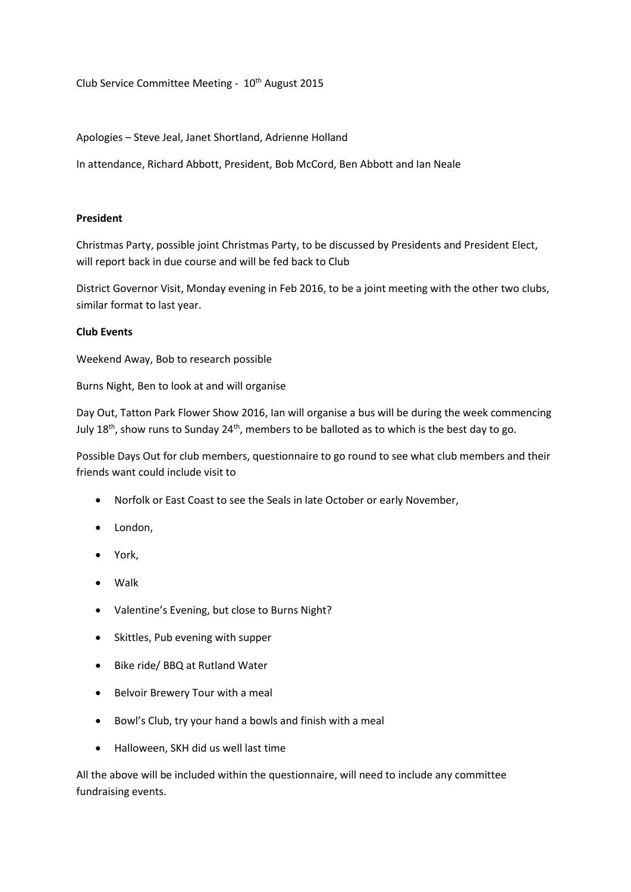Club Service Committee Meeting - 10th August 2015

Apologies – Steve Jeal, Janet Shortland, Adrienne Holland

In attendance, Richard Abbott, President, Bob McCord, Ben Abbott and Ian Neale

**President**

Christmas Party, possible joint Christmas Party, to be discussed by Presidents and President Elect, will report back in due course and will be fed back to Club

District Governor Visit, Monday evening in Feb 2016, to be a joint meeting with the other two clubs, similar format to last year.

**Club Events**

Weekend Away, Bob to research possible

Burns Night, Ben to look at and will organise

Day Out, Tatton Park Flower Show 2016, Ian will organise a bus will be during the week commencing July 18th, show runs to Sunday 24th, members to be balloted as to which is the best day to go.

Possible Days Out for club members, questionnaire to go round to see what club members and their friends want could include visit to

- Norfolk or East Coast to see the Seals in late October or early November,
- London,
- York,
- Walk
- Valentine's Evening, but close to Burns Night?
- Skittles, Pub evening with supper
- Bike ride/ BBQ at Rutland Water
- Belvoir Brewery Tour with a meal
- Bowl's Club, try your hand a bowls and finish with a meal
- Halloween, SKH did us well last time

All the above will be included within the questionnaire, will need to include any committee fundraising events.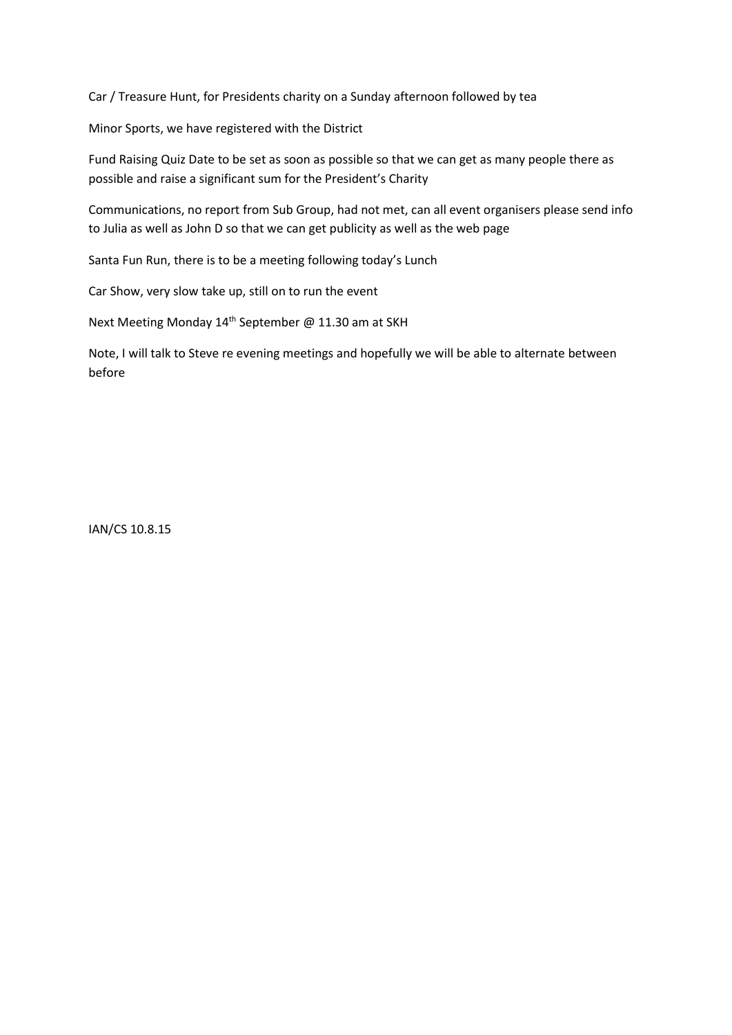Car / Treasure Hunt, for Presidents charity on a Sunday afternoon followed by tea

Minor Sports, we have registered with the District

Fund Raising Quiz Date to be set as soon as possible so that we can get as many people there as possible and raise a significant sum for the President's Charity

Communications, no report from Sub Group, had not met, can all event organisers please send info to Julia as well as John D so that we can get publicity as well as the web page

Santa Fun Run, there is to be a meeting following today's Lunch

Car Show, very slow take up, still on to run the event

Next Meeting Monday 14th September @ 11.30 am at SKH

Note, I will talk to Steve re evening meetings and hopefully we will be able to alternate between before

IAN/CS 10.8.15